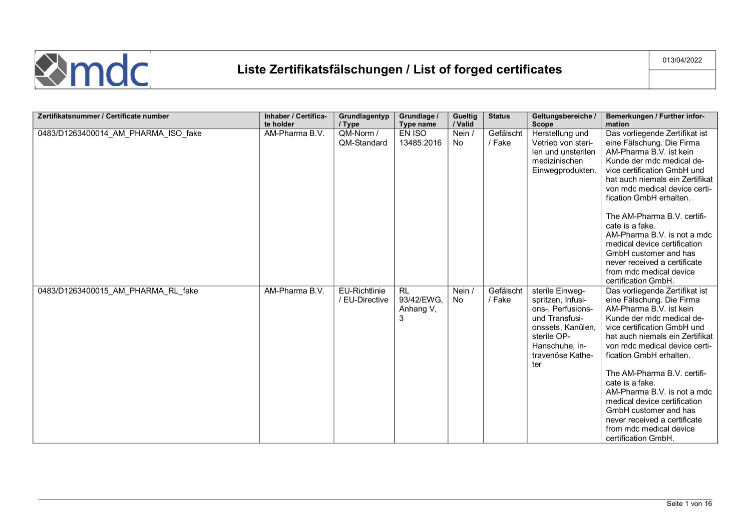# Liste Zertifikatsfälschungen / List of forged certificates

013/04/2022

| Zertifikatsnummer / Certificate number | Inhaber / Certificate holder | Grundlagentyp / Type | Grundlage / Type name | Gueltig / Valid | Status | Geltungsbereiche / Scope | Bemerkungen / Further information |
|---|---|---|---|---|---|---|---|
| 0483/D1263400014_AM_PHARMA_ISO_fake | AM-Pharma B.V. | QM-Norm / QM-Standard | EN ISO 13485:2016 | Nein / No | Gefälscht / Fake | Herstellung und Vetrieb von sterilen und unsterilen medizinischen Einwegprodukten. | Das vorliegende Zertifikat ist eine Fälschung. Die Firma AM-Pharma B.V. ist kein Kunde der mdc medical device certification GmbH und hat auch niemals ein Zertifikat von mdc medical device certification GmbH erhalten. The AM-Pharma B.V. certificate is a fake. AM-Pharma B.V. is not a mdc medical device certification GmbH customer and has never received a certificate from mdc medical device certification GmbH. |
| 0483/D1263400015_AM_PHARMA_RL_fake | AM-Pharma B.V. | EU-Richtlinie / EU-Directive | RL 93/42/EWG, Anhang V, 3 | Nein / No | Gefälscht / Fake | sterile Einwegspritzen, Infusions-, Perfusions- und Transfusionssets, Kanülen, sterile OP-Hanschuhe, intravenöse Katheter | Das vorliegende Zertifikat ist eine Fälschung. Die Firma AM-Pharma B.V. ist kein Kunde der mdc medical device certification GmbH und hat auch niemals ein Zertifikat von mdc medical device certification GmbH erhalten. The AM-Pharma B.V. certificate is a fake. AM-Pharma B.V. is not a mdc medical device certification GmbH customer and has never received a certificate from mdc medical device certification GmbH. |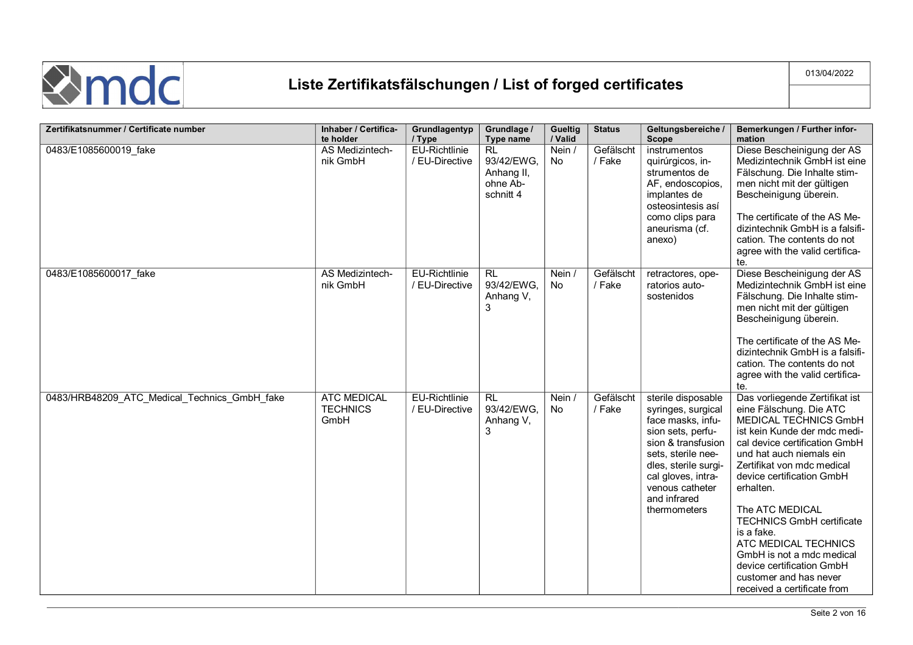# Liste Zertifikatsfälschungen / List of forged certificates

013/04/2022

| Zertifikatsnummer / Certificate number | Inhaber / Certificate holder | Grundlagentyp / Type | Grundlage / Type name | Gueltig / Valid | Status | Geltungsbereiche / Scope | Bemerkungen / Further information |
|---|---|---|---|---|---|---|---|
| 0483/E1085600019_fake | AS Medizintechnik GmbH | EU-Richtlinie / EU-Directive | RL 93/42/EWG, Anhang II, ohne Abschnitt 4 | Nein / No | Gefälscht / Fake | instrumentos quirúrgicos, instrumentos de AF, endoscopios, implantes de osteosintesis así como clips para aneurisma (cf. anexo) | Diese Bescheinigung der AS Medizintechnik GmbH ist eine Fälschung. Die Inhalte stimmen nicht mit der gültigen Bescheinigung überein. The certificate of the AS Medizintechnik GmbH is a falsification. The contents do not agree with the valid certificate. |
| 0483/E1085600017_fake | AS Medizintechnik GmbH | EU-Richtlinie / EU-Directive | RL 93/42/EWG, Anhang V, 3 | Nein / No | Gefälscht / Fake | retractores, operatorios autosostenidos | Diese Bescheinigung der AS Medizintechnik GmbH ist eine Fälschung. Die Inhalte stimmen nicht mit der gültigen Bescheinigung überein. The certificate of the AS Medizintechnik GmbH is a falsification. The contents do not agree with the valid certificate. |
| 0483/HRB48209_ATC_Medical_Technics_GmbH_fake | ATC MEDICAL TECHNICS GmbH | EU-Richtlinie / EU-Directive | RL 93/42/EWG, Anhang V, 3 | Nein / No | Gefälscht / Fake | sterile disposable syringes, surgical face masks, infusion sets, perfusion & transfusion sets, sterile needles, sterile surgical gloves, intravenous catheter and infrared thermometers | Das vorliegende Zertifikat ist eine Fälschung. Die ATC MEDICAL TECHNICS GmbH ist kein Kunde der mdc medical device certification GmbH und hat auch niemals ein Zertifikat von mdc medical device certification GmbH erhalten. The ATC MEDICAL TECHNICS GmbH certificate is a fake. ATC MEDICAL TECHNICS GmbH is not a mdc medical device certification GmbH customer and has never received a certificate from |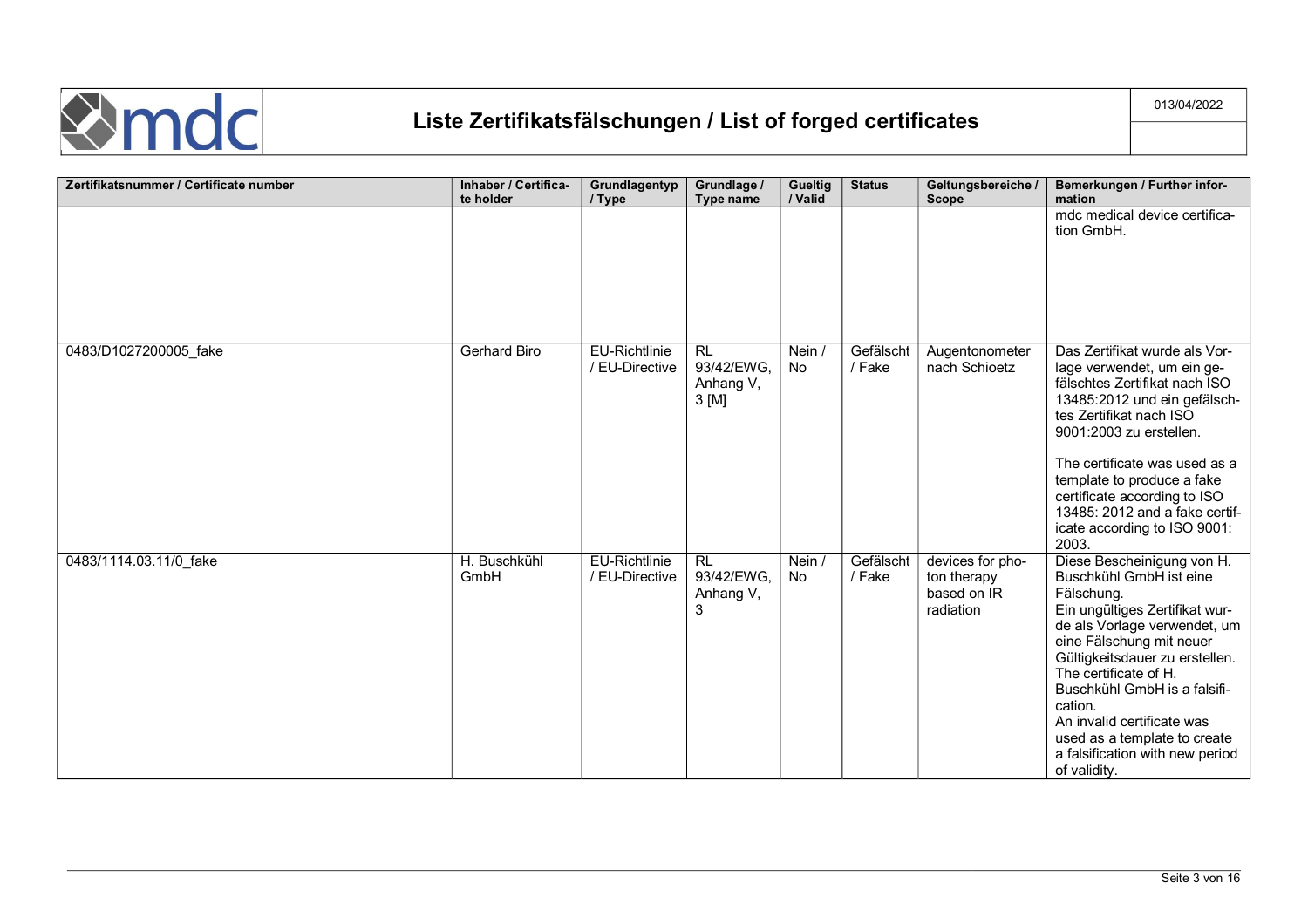| Zertifikatsnummer / Certificate number | Inhaber / Certificate holder | Grundlagentyp / Type | Grundlage / Type name | Gueltig / Valid | Status | Geltungsbereiche / Scope | Bemerkungen / Further information |
|---|---|---|---|---|---|---|---|
| | | | | | | | mdc medical device certification GmbH. |
| 0483/D1027200005_fake | Gerhard Biro | EU-Richtlinie / EU-Directive | RL 93/42/EWG, Anhang V, 3 [M] | Nein / No | Gefälscht / Fake | Augentonometer nach Schioetz | Das Zertifikat wurde als Vorlage verwendet, um ein gefälschtes Zertifikat nach ISO 13485:2012 und ein gefälschtes Zertifikat nach ISO 9001:2003 zu erstellen.<br><br>The certificate was used as a template to produce a fake certificate according to ISO 13485: 2012 and a fake certificate according to ISO 9001: 2003. |
| 0483/1114.03.11/0_fake | H. Buschkühl GmbH | EU-Richtlinie / EU-Directive | RL 93/42/EWG, Anhang V, 3 | Nein / No | Gefälscht / Fake | devices for photon therapy based on IR radiation | Diese Bescheinigung von H. Buschkühl GmbH ist eine Fälschung.<br>Ein ungültiges Zertifikat wurde als Vorlage verwendet, um eine Fälschung mit neuer Gültigkeitsdauer zu erstellen.<br>The certificate of H. Buschkühl GmbH is a falsification.<br>An invalid certificate was used as a template to create a falsification with new period of validity. |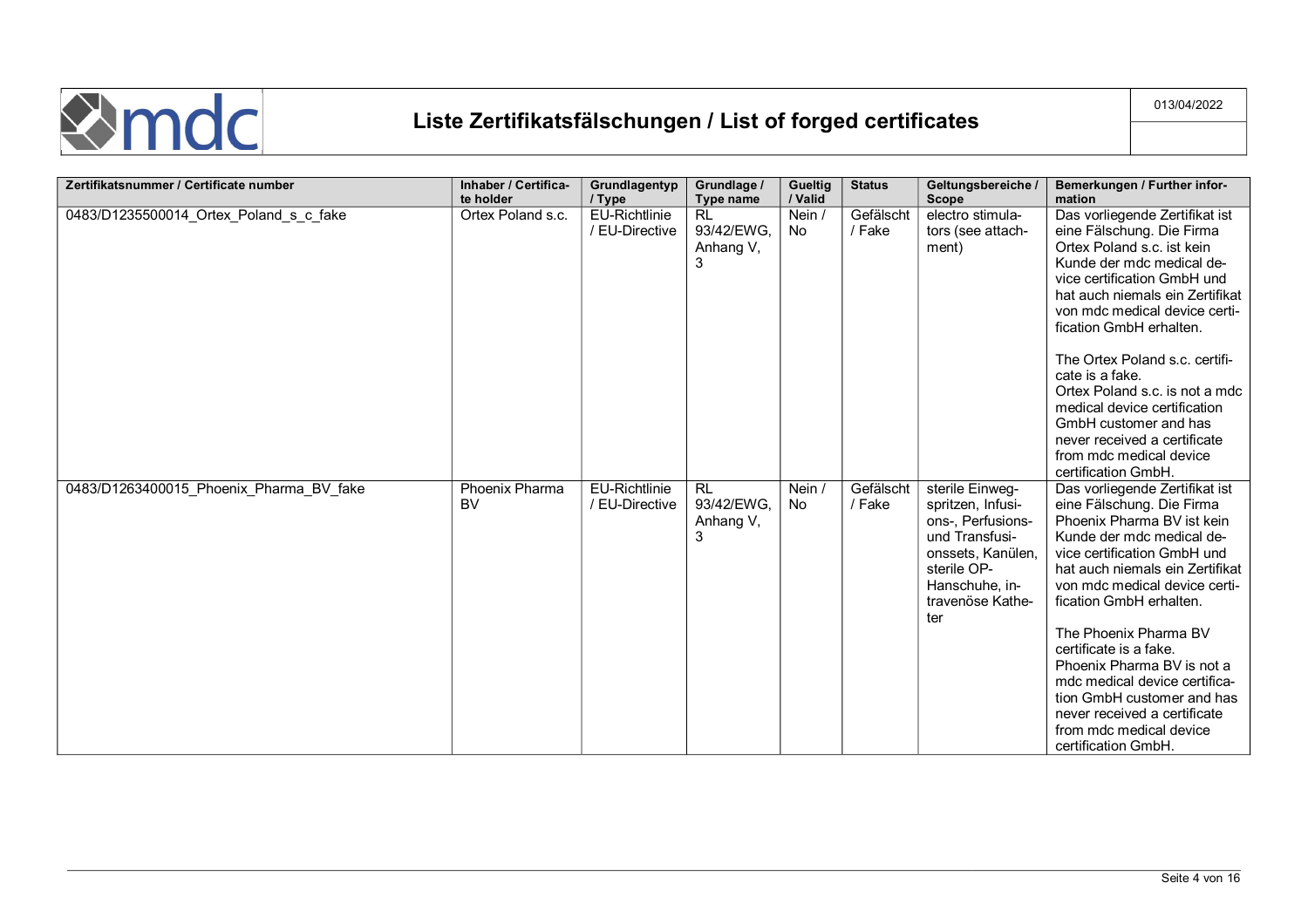# Liste Zertifikatsfälschungen / List of forged certificates

013/04/2022

| Zertifikatsnummer / Certificate number | Inhaber / Certificate holder | Grundlagentyp / Type | Grundlage / Type name | Gueltig / Valid | Status | Geltungsbereiche / Scope | Bemerkungen / Further information |
|---|---|---|---|---|---|---|---|
| 0483/D1235500014_Ortex_Poland_s_c_fake | Ortex Poland s.c. | EU-Richtlinie / EU-Directive | RL 93/42/EWG, Anhang V, 3 | Nein / No | Gefälscht / Fake | electro stimulators (see attachment) | Das vorliegende Zertifikat ist eine Fälschung. Die Firma Ortex Poland s.c. ist kein Kunde der mdc medical device certification GmbH und hat auch niemals ein Zertifikat von mdc medical device certification GmbH erhalten.<br><br>The Ortex Poland s.c. certificate is a fake.<br>Ortex Poland s.c. is not a mdc medical device certification GmbH customer and has never received a certificate from mdc medical device certification GmbH. |
| 0483/D1263400015_Phoenix_Pharma_BV_fake | Phoenix Pharma BV | EU-Richtlinie / EU-Directive | RL 93/42/EWG, Anhang V, 3 | Nein / No | Gefälscht / Fake | sterile Einwegspritzen, Infusions-, Perfusions- und Transfusionssets, Kanülen, sterile OP-Hanschuhe, intravenöse Katheter | Das vorliegende Zertifikat ist eine Fälschung. Die Firma Phoenix Pharma BV ist kein Kunde der mdc medical device certification GmbH und hat auch niemals ein Zertifikat von mdc medical device certification GmbH erhalten.<br><br>The Phoenix Pharma BV certificate is a fake.<br>Phoenix Pharma BV is not a mdc medical device certification GmbH customer and has never received a certificate from mdc medical device certification GmbH. |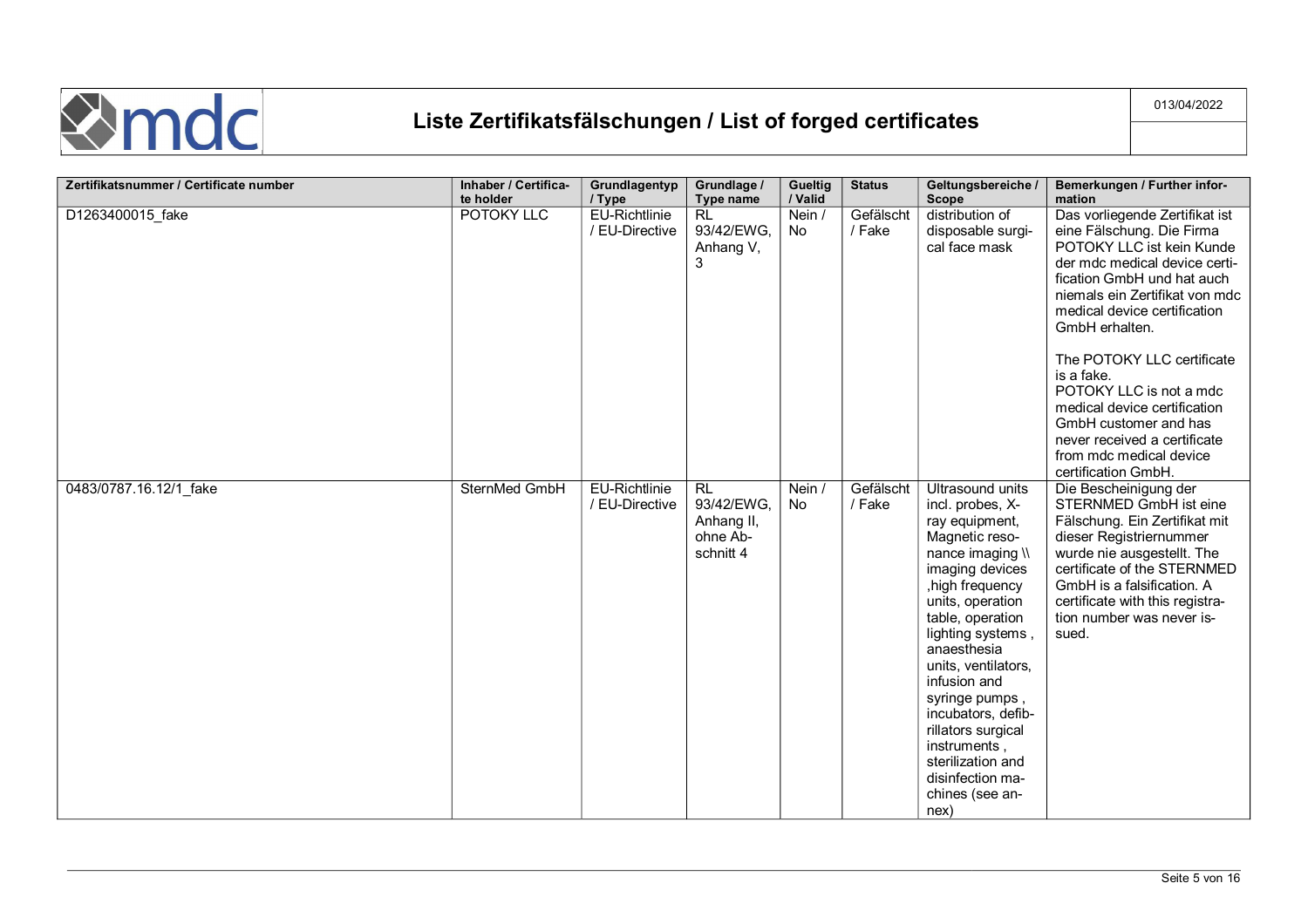# Liste Zertifikatsfälschungen / List of forged certificates

013/04/2022

| Zertifikatsnummer / Certificate number | Inhaber / Certificate holder | Grundlagentyp / Type | Grundlage / Type name | Gueltig / Valid | Status | Geltungsbereiche / Scope | Bemerkungen / Further information |
|---|---|---|---|---|---|---|---|
| D1263400015_fake | POTOKY LLC | EU-Richtlinie / EU-Directive | RL 93/42/EWG, Anhang V, 3 | Nein / No | Gefälscht / Fake | distribution of disposable surgical face mask | Das vorliegende Zertifikat ist eine Fälschung. Die Firma POTOKY LLC ist kein Kunde der mdc medical device certification GmbH und hat auch niemals ein Zertifikat von mdc medical device certification GmbH erhalten. The POTOKY LLC certificate is a fake. POTOKY LLC is not a mdc medical device certification GmbH customer and has never received a certificate from mdc medical device certification GmbH. |
| 0483/0787.16.12/1_fake | SternMed GmbH | EU-Richtlinie / EU-Directive | RL 93/42/EWG, Anhang II, ohne Abschnitt 4 | Nein / No | Gefälscht / Fake | Ultrasound units incl. probes, X-ray equipment, Magnetic resonance imaging \\ imaging devices ,high frequency units, operation table, operation lighting systems , anaesthesia units, ventilators, infusion and syringe pumps , incubators, defibrillators surgical instruments , sterilization and disinfection machines (see annex) | Die Bescheinigung der STERNMED GmbH ist eine Fälschung. Ein Zertifikat mit dieser Registriernummer wurde nie ausgestellt. The certificate of the STERNMED GmbH is a falsification. A certificate with this registration number was never issued. |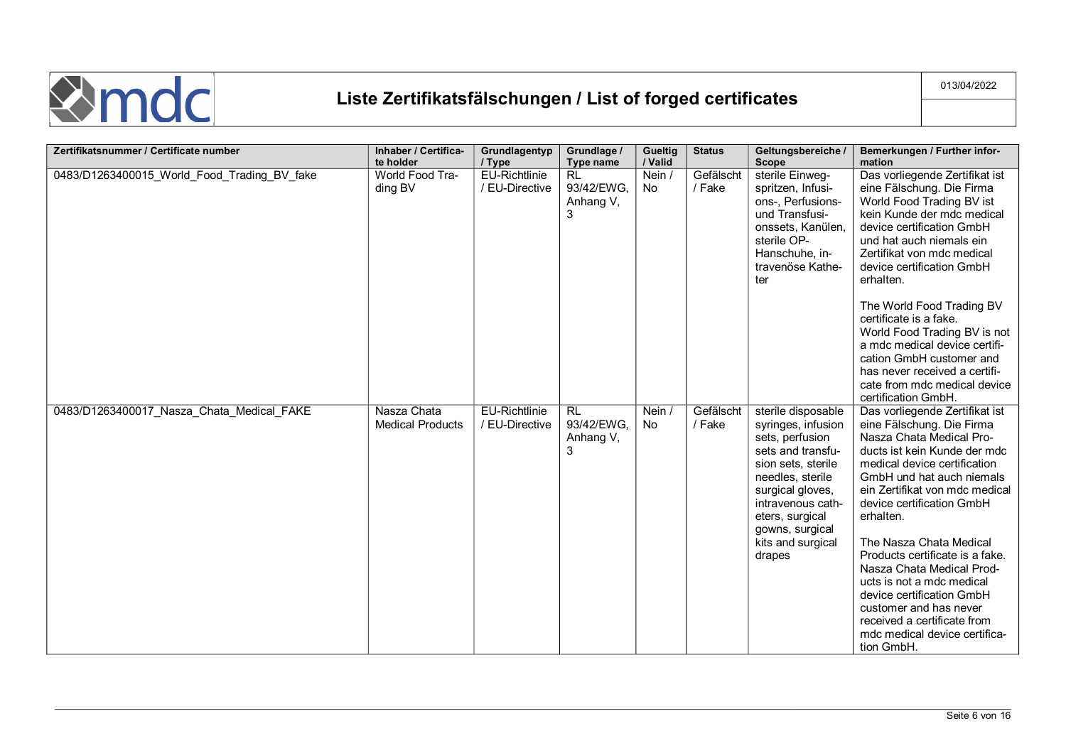# Liste Zertifikatsfälschungen / List of forged certificates

013/04/2022

| Zertifikatsnummer / Certificate number | Inhaber / Certificate holder | Grundlagentyp / Type | Grundlage / Type name | Gueltig / Valid | Status | Geltungsbereiche / Scope | Bemerkungen / Further information |
|---|---|---|---|---|---|---|---|
| 0483/D1263400015_World_Food_Trading_BV_fake | World Food Trading BV | EU-Richtlinie / EU-Directive | RL 93/42/EWG, Anhang V, 3 | Nein / No | Gefälscht / Fake | sterile Einwegspritzen, Infusions-, Perfusions- und Transfusionssets, Kanülen, sterile OP-Hanschuhe, intravenöse Katheter | Das vorliegende Zertifikat ist eine Fälschung. Die Firma World Food Trading BV ist kein Kunde der mdc medical device certification GmbH und hat auch niemals ein Zertifikat von mdc medical device certification GmbH erhalten. The World Food Trading BV certificate is a fake. World Food Trading BV is not a mdc medical device certification GmbH customer and has never received a certificate from mdc medical device certification GmbH. |
| 0483/D1263400017_Nasza_Chata_Medical_FAKE | Nasza Chata Medical Products | EU-Richtlinie / EU-Directive | RL 93/42/EWG, Anhang V, 3 | Nein / No | Gefälscht / Fake | sterile disposable syringes, infusion sets, perfusion sets and transfusion sets, sterile needles, sterile surgical gloves, intravenous catheters, surgical gowns, surgical kits and surgical drapes | Das vorliegende Zertifikat ist eine Fälschung. Die Firma Nasza Chata Medical Products ist kein Kunde der mdc medical device certification GmbH und hat auch niemals ein Zertifikat von mdc medical device certification GmbH erhalten. The Nasza Chata Medical Products certificate is a fake. Nasza Chata Medical Products is not a mdc medical device certification GmbH customer and has never received a certificate from mdc medical device certification GmbH. |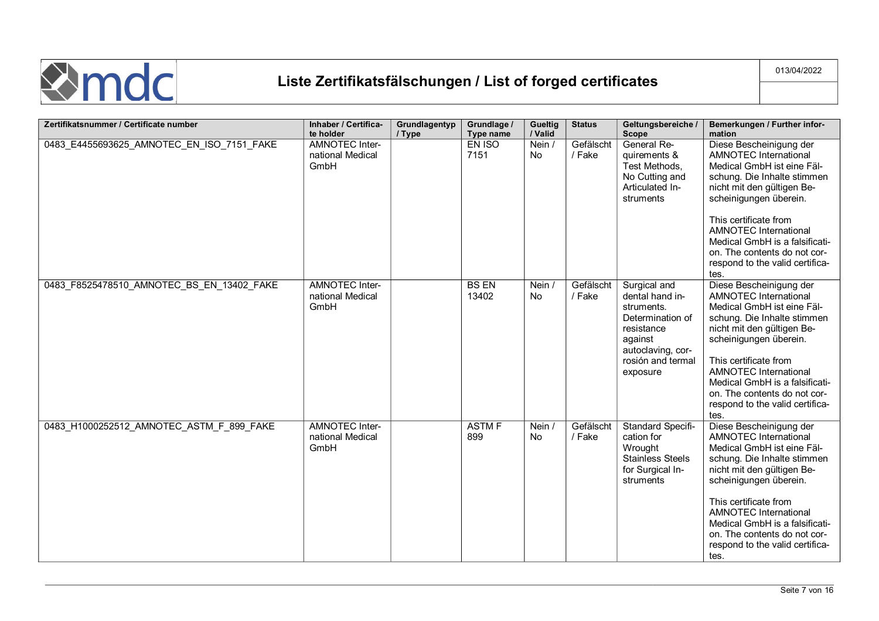# Liste Zertifikatsfälschungen / List of forged certificates

| Zertifikatsnummer / Certificate number | Inhaber / Certificate holder | Grundlagentyp / Type | Grundlage / Type name | Gueltig / Valid | Status | Geltungsbereiche / Scope | Bemerkungen / Further information |
|---|---|---|---|---|---|---|---|
| 0483_E4455693625_AMNOTEC_EN_ISO_7151_FAKE | AMNOTEC International Medical GmbH | | EN ISO 7151 | Nein / No | Gefälscht / Fake | General Requirements & Test Methods, No Cutting and Articulated Instruments | Diese Bescheinigung der AMNOTEC International Medical GmbH ist eine Fälschung. Die Inhalte stimmen nicht mit den gültigen Bescheinigungen überein. This certificate from AMNOTEC International Medical GmbH is a falsification. The contents do not correspond to the valid certificates. |
| 0483_F8525478510_AMNOTEC_BS_EN_13402_FAKE | AMNOTEC International Medical GmbH | | BS EN 13402 | Nein / No | Gefälscht / Fake | Surgical and dental hand instruments. Determination of resistance against autoclaving, corrosión and termal exposure | Diese Bescheinigung der AMNOTEC International Medical GmbH ist eine Fälschung. Die Inhalte stimmen nicht mit den gültigen Bescheinigungen überein. This certificate from AMNOTEC International Medical GmbH is a falsification. The contents do not correspond to the valid certificates. |
| 0483_H1000252512_AMNOTEC_ASTM_F_899_FAKE | AMNOTEC International Medical GmbH | | ASTM F 899 | Nein / No | Gefälscht / Fake | Standard Specification for Wrought Stainless Steels for Surgical Instruments | Diese Bescheinigung der AMNOTEC International Medical GmbH ist eine Fälschung. Die Inhalte stimmen nicht mit den gültigen Bescheinigungen überein. This certificate from AMNOTEC International Medical GmbH is a falsification. The contents do not correspond to the valid certificates. |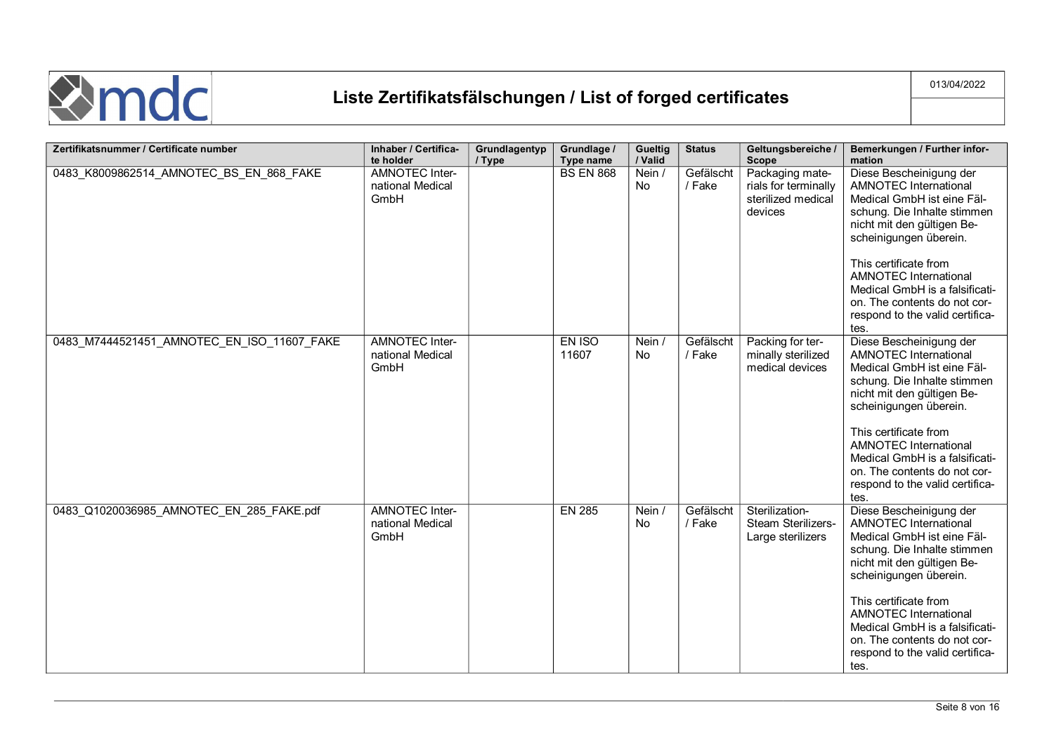# Liste Zertifikatsfälschungen / List of forged certificates

013/04/2022

| Zertifikatsnummer / Certificate number | Inhaber / Certificate holder | Grundlagentyp / Type | Grundlage / Type name | Gueltig / Valid | Status | Geltungsbereiche / Scope | Bemerkungen / Further information |
|---|---|---|---|---|---|---|---|
| 0483_K8009862514_AMNOTEC_BS_EN_868_FAKE | AMNOTEC International Medical GmbH | | BS EN 868 | Nein / No | Gefälscht / Fake | Packaging materials for terminally sterilized medical devices | Diese Bescheinigung der AMNOTEC International Medical GmbH ist eine Fälschung. Die Inhalte stimmen nicht mit den gültigen Bescheinigungen überein.<br><br>This certificate from AMNOTEC International Medical GmbH is a falsification. The contents do not correspond to the valid certificates. |
| 0483_M7444521451_AMNOTEC_EN_ISO_11607_FAKE | AMNOTEC International Medical GmbH | | EN ISO 11607 | Nein / No | Gefälscht / Fake | Packing for terminally sterilized medical devices | Diese Bescheinigung der AMNOTEC International Medical GmbH ist eine Fälschung. Die Inhalte stimmen nicht mit den gültigen Bescheinigungen überein.<br><br>This certificate from AMNOTEC International Medical GmbH is a falsification. The contents do not correspond to the valid certificates. |
| 0483_Q1020036985_AMNOTEC_EN_285_FAKE.pdf | AMNOTEC International Medical GmbH | | EN 285 | Nein / No | Gefälscht / Fake | Sterilization-Steam Sterilizers-Large sterilizers | Diese Bescheinigung der AMNOTEC International Medical GmbH ist eine Fälschung. Die Inhalte stimmen nicht mit den gültigen Bescheinigungen überein.<br><br>This certificate from AMNOTEC International Medical GmbH is a falsification. The contents do not correspond to the valid certificates. |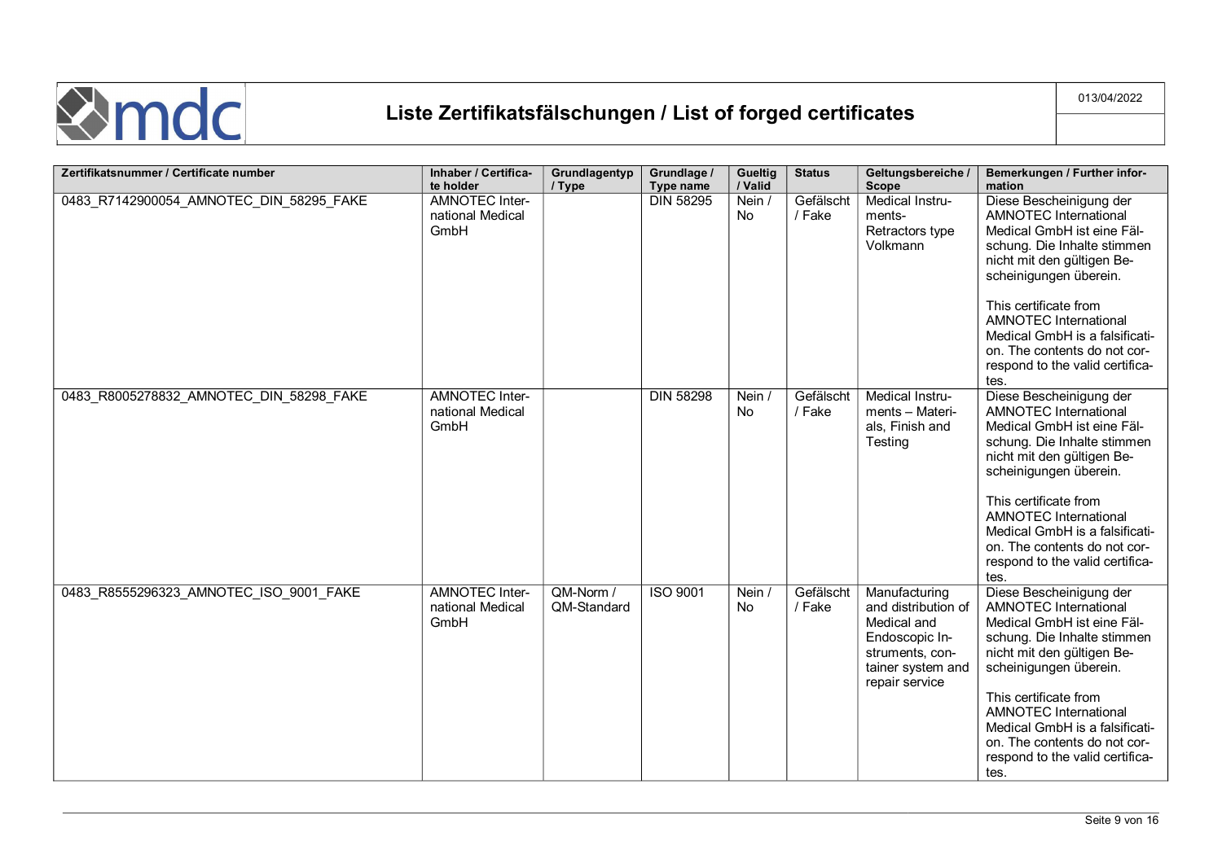# Liste Zertifikatsfälschungen / List of forged certificates

013/04/2022

| Zertifikatsnummer / Certificate number | Inhaber / Certificate holder | Grundlagentyp / Type | Grundlage / Type name | Gueltig / Valid | Status | Geltungsbereiche / Scope | Bemerkungen / Further information |
|---|---|---|---|---|---|---|---|
| 0483_R7142900054_AMNOTEC_DIN_58295_FAKE | AMNOTEC International Medical GmbH | | DIN 58295 | Nein / No | Gefälscht / Fake | Medical Instruments-Retractors type Volkmann | Diese Bescheinigung der AMNOTEC International Medical GmbH ist eine Fälschung. Die Inhalte stimmen nicht mit den gültigen Bescheinigungen überein.<br><br>This certificate from AMNOTEC International Medical GmbH is a falsification. The contents do not correspond to the valid certificates. |
| 0483_R8005278832_AMNOTEC_DIN_58298_FAKE | AMNOTEC International Medical GmbH | | DIN 58298 | Nein / No | Gefälscht / Fake | Medical Instruments – Materials, Finish and Testing | Diese Bescheinigung der AMNOTEC International Medical GmbH ist eine Fälschung. Die Inhalte stimmen nicht mit den gültigen Bescheinigungen überein.<br><br>This certificate from AMNOTEC International Medical GmbH is a falsification. The contents do not correspond to the valid certificates. |
| 0483_R8555296323_AMNOTEC_ISO_9001_FAKE | AMNOTEC International Medical GmbH | QM-Norm / QM-Standard | ISO 9001 | Nein / No | Gefälscht / Fake | Manufacturing and distribution of Medical and Endoscopic Instruments, container system and repair service | Diese Bescheinigung der AMNOTEC International Medical GmbH ist eine Fälschung. Die Inhalte stimmen nicht mit den gültigen Bescheinigungen überein.<br><br>This certificate from AMNOTEC International Medical GmbH is a falsification. The contents do not correspond to the valid certificates. |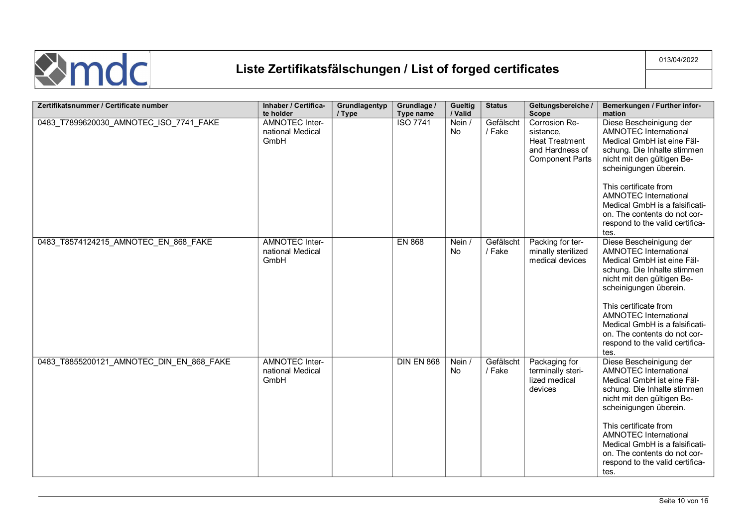# Liste Zertifikatsfälschungen / List of forged certificates

013/04/2022

| Zertifikatsnummer / Certificate number | Inhaber / Certificate holder | Grundlagentyp / Type | Grundlage / Type name | Gueltig / Valid | Status | Geltungsbereiche / Scope | Bemerkungen / Further information |
|---|---|---|---|---|---|---|---|
| 0483_T7899620030_AMNOTEC_ISO_7741_FAKE | AMNOTEC International Medical GmbH | | ISO 7741 | Nein / No | Gefälscht / Fake | Corrosion Resistance, Heat Treatment and Hardness of Component Parts | Diese Bescheinigung der AMNOTEC International Medical GmbH ist eine Fälschung. Die Inhalte stimmen nicht mit den gültigen Bescheinigungen überein.<br><br>This certificate from AMNOTEC International Medical GmbH is a falsification. The contents do not correspond to the valid certificates. |
| 0483_T8574124215_AMNOTEC_EN_868_FAKE | AMNOTEC International Medical GmbH | | EN 868 | Nein / No | Gefälscht / Fake | Packing for terminally sterilized medical devices | Diese Bescheinigung der AMNOTEC International Medical GmbH ist eine Fälschung. Die Inhalte stimmen nicht mit den gültigen Bescheinigungen überein.<br><br>This certificate from AMNOTEC International Medical GmbH is a falsification. The contents do not correspond to the valid certificates. |
| 0483_T8855200121_AMNOTEC_DIN_EN_868_FAKE | AMNOTEC International Medical GmbH | | DIN EN 868 | Nein / No | Gefälscht / Fake | Packaging for terminally sterilized medical devices | Diese Bescheinigung der AMNOTEC International Medical GmbH ist eine Fälschung. Die Inhalte stimmen nicht mit den gültigen Bescheinigungen überein.<br><br>This certificate from AMNOTEC International Medical GmbH is a falsification. The contents do not correspond to the valid certificates. |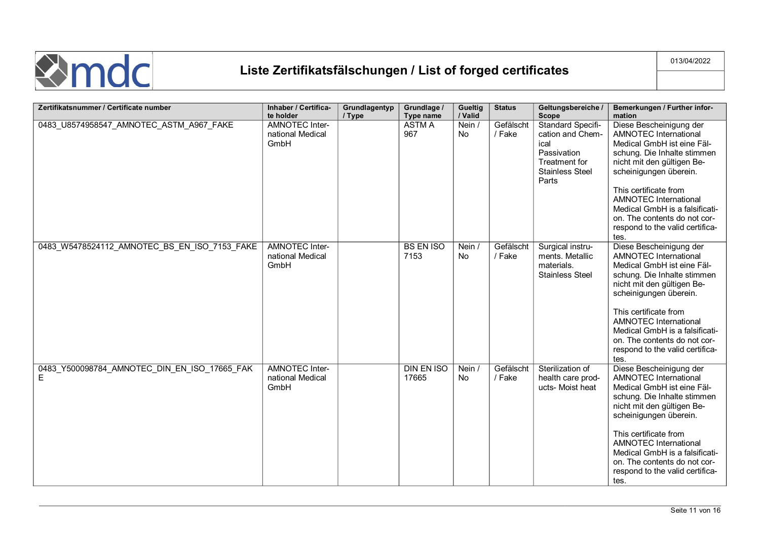# Liste Zertifikatsfälschungen / List of forged certificates

013/04/2022

| Zertifikatsnummer / Certificate number | Inhaber / Certificate holder | Grundlagentyp / Type | Grundlage / Type name | Gueltig / Valid | Status | Geltungsbereiche / Scope | Bemerkungen / Further information |
|---|---|---|---|---|---|---|---|
| 0483_U8574958547_AMNOTEC_ASTM_A967_FAKE | AMNOTEC International Medical GmbH | | ASTM A 967 | Nein / No | Gefälscht / Fake | Standard Specification and Chemical Passivation Treatment for Stainless Steel Parts | Diese Bescheinigung der AMNOTEC International Medical GmbH ist eine Fälschung. Die Inhalte stimmen nicht mit den gültigen Bescheinigungen überein. This certificate from AMNOTEC International Medical GmbH is a falsification. The contents do not correspond to the valid certificates. |
| 0483_W5478524112_AMNOTEC_BS_EN_ISO_7153_FAKE | AMNOTEC International Medical GmbH | | BS EN ISO 7153 | Nein / No | Gefälscht / Fake | Surgical instruments. Metallic materials. Stainless Steel | Diese Bescheinigung der AMNOTEC International Medical GmbH ist eine Fälschung. Die Inhalte stimmen nicht mit den gültigen Bescheinigungen überein. This certificate from AMNOTEC International Medical GmbH is a falsification. The contents do not correspond to the valid certificates. |
| 0483_Y500098784_AMNOTEC_DIN_EN_ISO_17665_FAKE | AMNOTEC International Medical GmbH | | DIN EN ISO 17665 | Nein / No | Gefälscht / Fake | Sterilization of health care products- Moist heat | Diese Bescheinigung der AMNOTEC International Medical GmbH ist eine Fälschung. Die Inhalte stimmen nicht mit den gültigen Bescheinigungen überein. This certificate from AMNOTEC International Medical GmbH is a falsification. The contents do not correspond to the valid certificates. |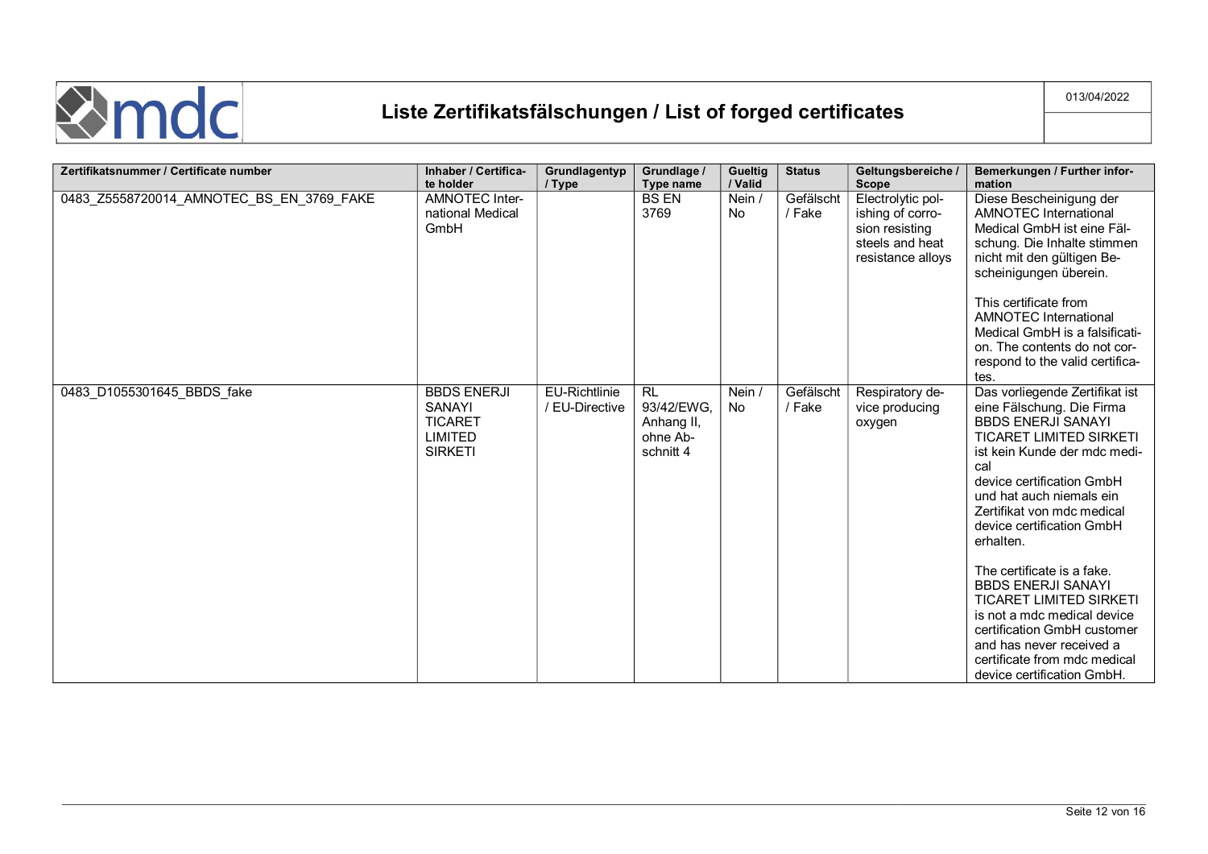# Liste Zertifikatsfälschungen / List of forged certificates

013/04/2022

| Zertifikatsnummer / Certificate number | Inhaber / Certificate holder | Grundlagentyp / Type | Grundlage / Type name | Gueltig / Valid | Status | Geltungsbereiche / Scope | Bemerkungen / Further information |
|---|---|---|---|---|---|---|---|
| 0483_Z5558720014_AMNOTEC_BS_EN_3769_FAKE | AMNOTEC International Medical GmbH | | BS EN 3769 | Nein / No | Gefälscht / Fake | Electrolytic polishing of corrosion resisting steels and heat resistance alloys | Diese Bescheinigung der AMNOTEC International Medical GmbH ist eine Fälschung. Die Inhalte stimmen nicht mit den gültigen Bescheinigungen überein.<br><br>This certificate from AMNOTEC International Medical GmbH is a falsification. The contents do not correspond to the valid certificates. |
| 0483_D1055301645_BBDS_fake | BBDS ENERJI SANAYI TICARET LIMITED SIRKETI | EU-Richtlinie / EU-Directive | RL 93/42/EWG, Anhang II, ohne Abschnitt 4 | Nein / No | Gefälscht / Fake | Respiratory device producing oxygen | Das vorliegende Zertifikat ist eine Fälschung. Die Firma BBDS ENERJI SANAYI TICARET LIMITED SIRKETI ist kein Kunde der mdc medical device certification GmbH und hat auch niemals ein Zertifikat von mdc medical device certification GmbH erhalten.<br><br>The certificate is a fake. BBDS ENERJI SANAYI TICARET LIMITED SIRKETI is not a mdc medical device certification GmbH customer and has never received a certificate from mdc medical device certification GmbH. |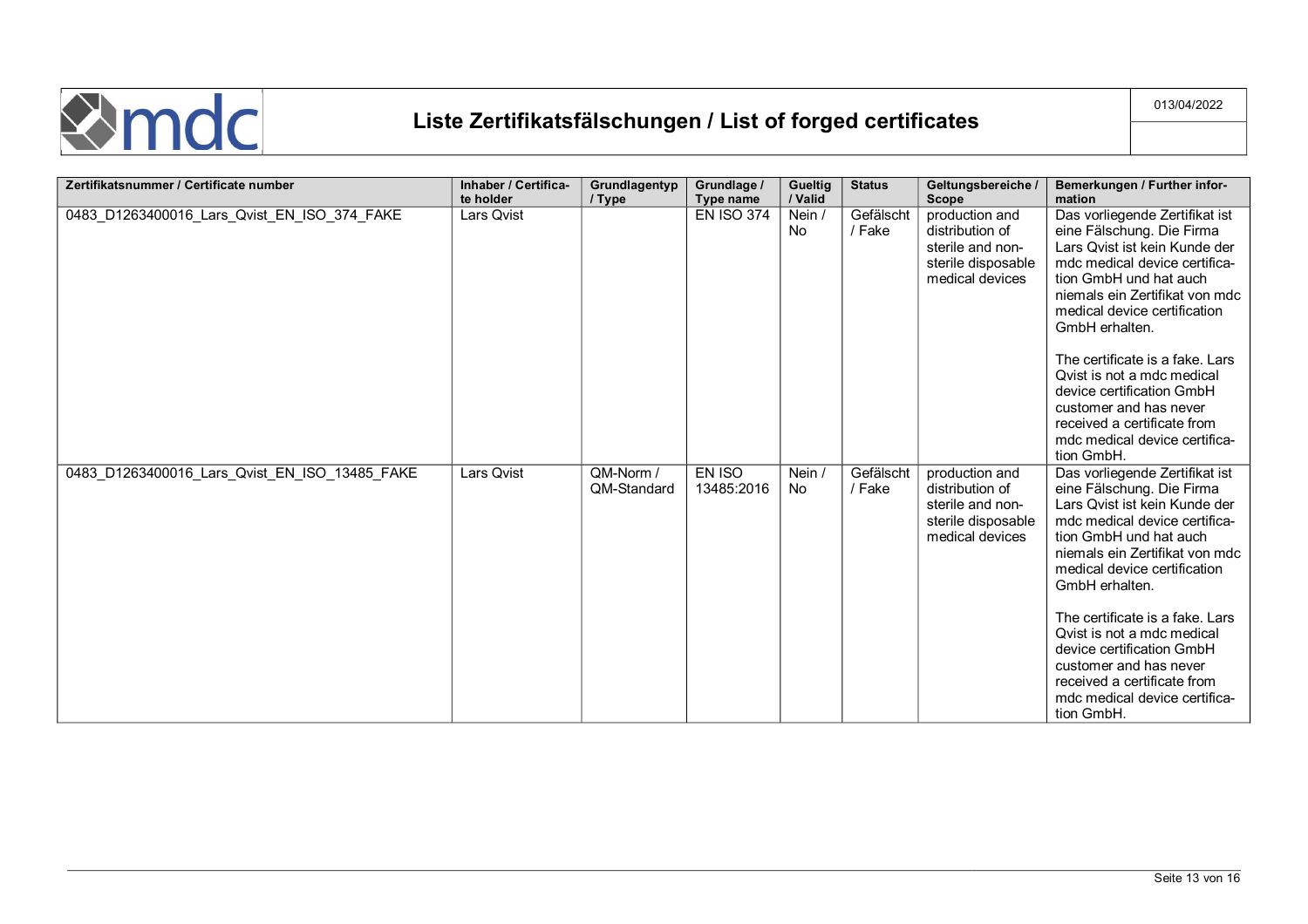# Liste Zertifikatsfälschungen / List of forged certificates

013/04/2022

| Zertifikatsnummer / Certificate number | Inhaber / Certificate holder | Grundlagentyp / Type | Grundlage / Type name | Gueltig / Valid | Status | Geltungsbereiche / Scope | Bemerkungen / Further information |
|---|---|---|---|---|---|---|---|
| 0483_D1263400016_Lars_Qvist_EN_ISO_374_FAKE | Lars Qvist | | EN ISO 374 | Nein / No | Gefälscht / Fake | production and distribution of sterile and non-sterile disposable medical devices | Das vorliegende Zertifikat ist eine Fälschung. Die Firma Lars Qvist ist kein Kunde der mdc medical device certification GmbH und hat auch niemals ein Zertifikat von mdc medical device certification GmbH erhalten.<br><br>The certificate is a fake. Lars Qvist is not a mdc medical device certification GmbH customer and has never received a certificate from mdc medical device certification GmbH. |
| 0483_D1263400016_Lars_Qvist_EN_ISO_13485_FAKE | Lars Qvist | QM-Norm / QM-Standard | EN ISO 13485:2016 | Nein / No | Gefälscht / Fake | production and distribution of sterile and non-sterile disposable medical devices | Das vorliegende Zertifikat ist eine Fälschung. Die Firma Lars Qvist ist kein Kunde der mdc medical device certification GmbH und hat auch niemals ein Zertifikat von mdc medical device certification GmbH erhalten.<br><br>The certificate is a fake. Lars Qvist is not a mdc medical device certification GmbH customer and has never received a certificate from mdc medical device certification GmbH. |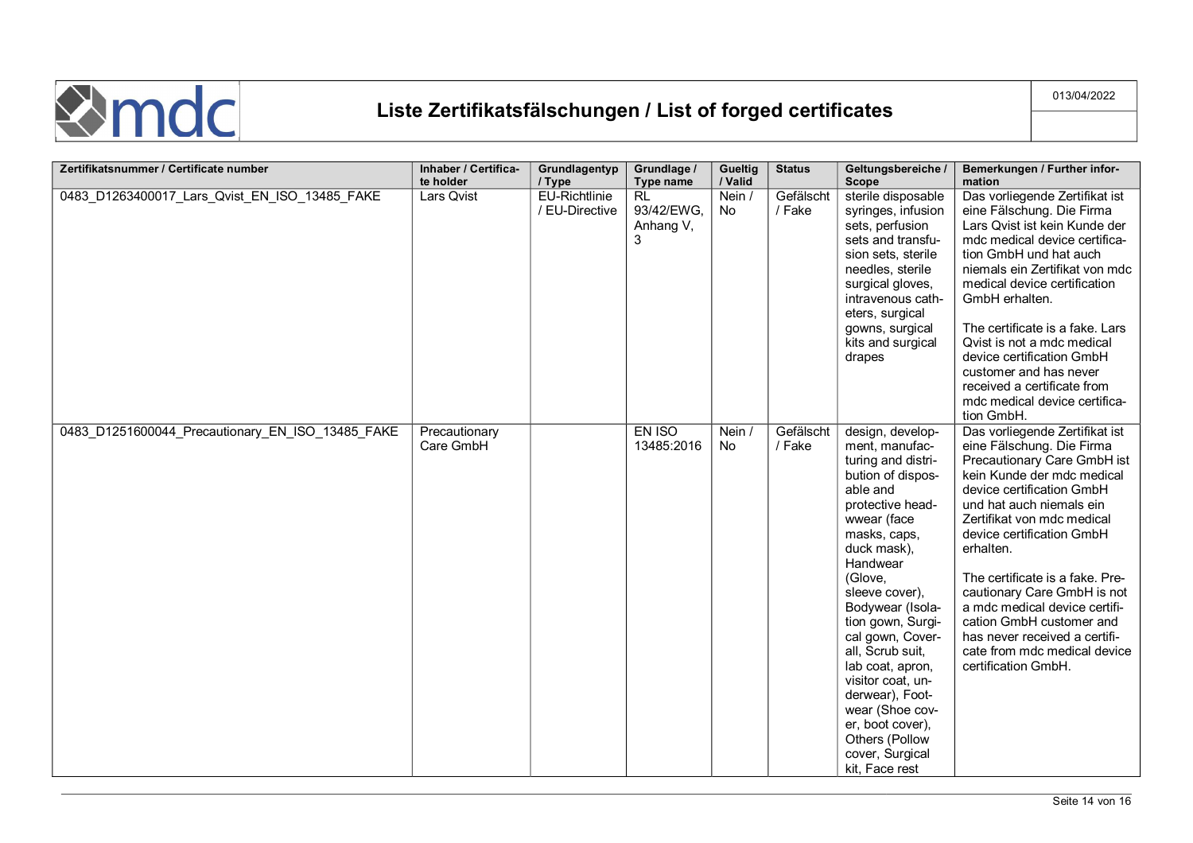# Liste Zertifikatsfälschungen / List of forged certificates

| Zertifikatsnummer / Certificate number | Inhaber / Certificate holder | Grundlagentyp / Type | Grundlage / Type name | Gueltig / Valid | Status | Geltungsbereiche / Scope | Bemerkungen / Further information |
|---|---|---|---|---|---|---|---|
| 0483_D1263400017_Lars_Qvist_EN_ISO_13485_FAKE | Lars Qvist | EU-Richtlinie / EU-Directive | RL 93/42/EWG, Anhang V, 3 | Nein / No | Gefälscht / Fake | sterile disposable syringes, infusion sets, perfusion sets and transfusion sets, sterile needles, sterile surgical gloves, intravenous catheters, surgical gowns, surgical kits and surgical drapes | Das vorliegende Zertifikat ist eine Fälschung. Die Firma Lars Qvist ist kein Kunde der mdc medical device certification GmbH und hat auch niemals ein Zertifikat von mdc medical device certification GmbH erhalten.<br><br>The certificate is a fake. Lars Qvist is not a mdc medical device certification GmbH customer and has never received a certificate from mdc medical device certification GmbH. |
| 0483_D1251600044_Precautionary_EN_ISO_13485_FAKE | Precautionary Care GmbH | | EN ISO 13485:2016 | Nein / No | Gefälscht / Fake | design, development, manufacturing and distribution of disposable and protective headwwear (face masks, caps, duck mask), Handwear (Glove, sleeve cover), Bodywear (Isolation gown, Surgical gown, Coverall, Scrub suit, lab coat, apron, visitor coat, underwear), Footwear (Shoe cover, boot cover), Others (Pollow cover, Surgical kit, Face rest | Das vorliegende Zertifikat ist eine Fälschung. Die Firma Precautionary Care GmbH ist kein Kunde der mdc medical device certification GmbH und hat auch niemals ein Zertifikat von mdc medical device certification GmbH erhalten.<br><br>The certificate is a fake. Precautionary Care GmbH is not a mdc medical device certification GmbH customer and has never received a certificate from mdc medical device certification GmbH. |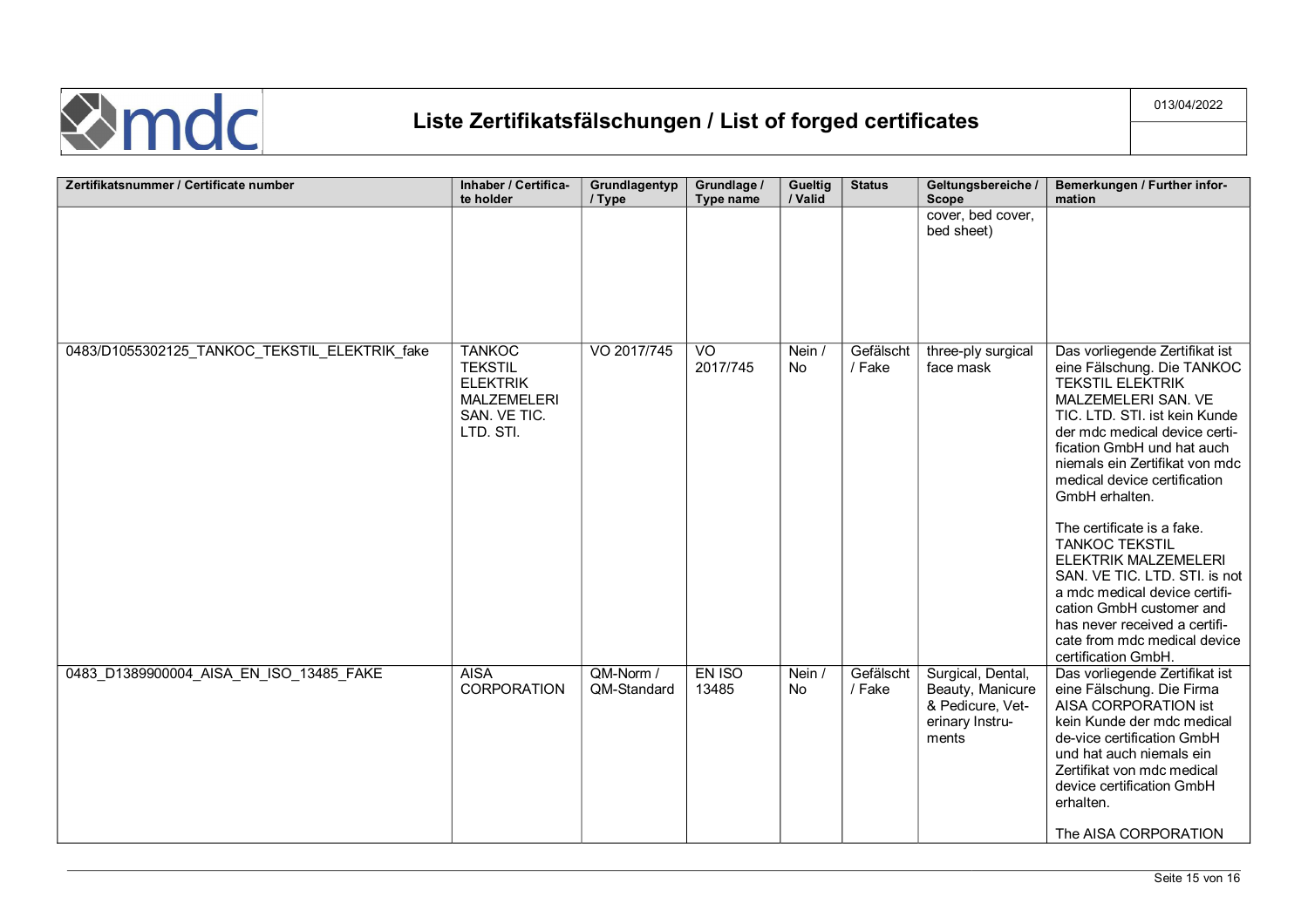# Liste Zertifikatsfälschungen / List of forged certificates

013/04/2022

| Zertifikatsnummer / Certificate number | Inhaber / Certificate holder | Grundlagentyp / Type | Grundlage / Type name | Gueltig / Valid | Status | Geltungsbereiche / Scope | Bemerkungen / Further information |
|---|---|---|---|---|---|---|---|
| | | | | | | cover, bed cover, bed sheet) | |
| 0483/D1055302125_TANKOC_TEKSTIL_ELEKTRIK_fake | TANKOC TEKSTIL ELEKTRIK MALZEMELERI SAN. VE TIC. LTD. STI. | VO 2017/745 | VO 2017/745 | Nein / No | Gefälscht / Fake | three-ply surgical face mask | Das vorliegende Zertifikat ist eine Fälschung. Die TANKOC TEKSTIL ELEKTRIK MALZEMELERI SAN. VE TIC. LTD. STI. ist kein Kunde der mdc medical device certification GmbH und hat auch niemals ein Zertifikat von mdc medical device certification GmbH erhalten.<br><br>The certificate is a fake. TANKOC TEKSTIL ELEKTRIK MALZEMELERI SAN. VE TIC. LTD. STI. is not a mdc medical device certification GmbH customer and has never received a certificate from mdc medical device certification GmbH. |
| 0483_D1389900004_AISA_EN_ISO_13485_FAKE | AISA CORPORATION | QM-Norm / QM-Standard | EN ISO 13485 | Nein / No | Gefälscht / Fake | Surgical, Dental, Beauty, Manicure & Pedicure, Veterinary Instruments | Das vorliegende Zertifikat ist eine Fälschung. Die Firma AISA CORPORATION ist kein Kunde der mdc medical device certification GmbH und hat auch niemals ein Zertifikat von mdc medical device certification GmbH erhalten.<br><br>The AISA CORPORATION |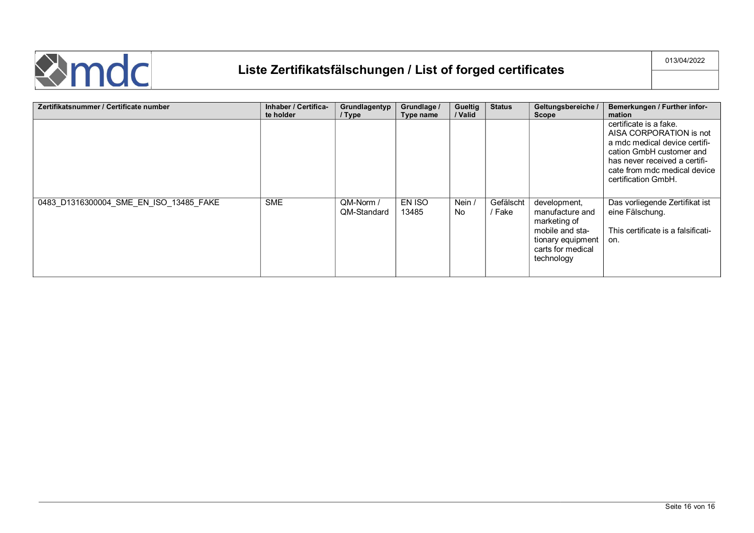# Liste Zertifikatsfälschungen / List of forged certificates

013/04/2022

| Zertifikatsnummer / Certificate number | Inhaber / Certificate holder | Grundlagentyp / Type | Grundlage / Type name | Gueltig / Valid | Status | Geltungsbereiche / Scope | Bemerkungen / Further information |
|---|---|---|---|---|---|---|---|
| | | | | | | | certificate is a fake. AISA CORPORATION is not a mdc medical device certification GmbH customer and has never received a certificate from mdc medical device certification GmbH. |
| 0483_D1316300004_SME_EN_ISO_13485_FAKE | SME | QM-Norm / QM-Standard | EN ISO 13485 | Nein / No | Gefälscht / Fake | development, manufacture and marketing of mobile and stationary equipment carts for medical technology | Das vorliegende Zertifikat ist eine Fälschung. This certificate is a falsification. |